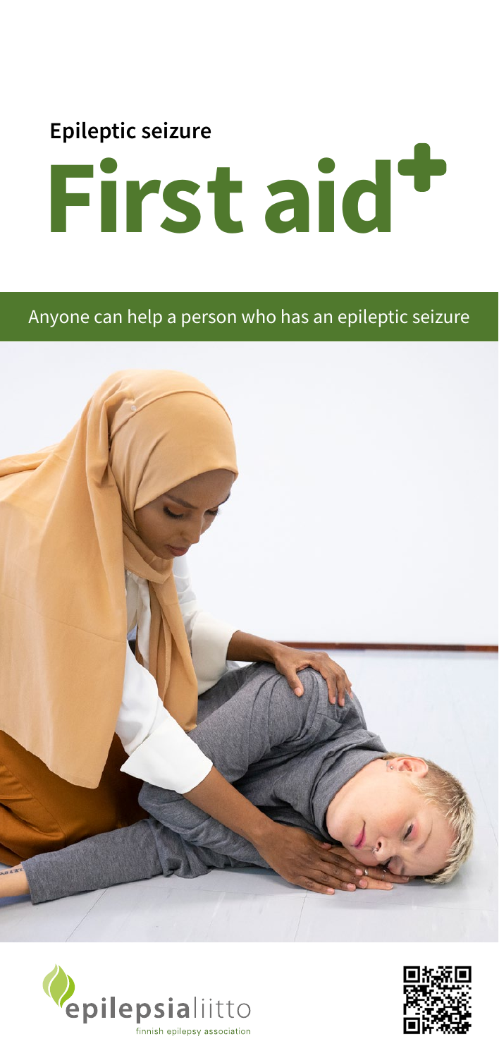Epileptic seizure

# First aid+

Anyone can help a person who has an epileptic seizure

epilepsialiitto

finnish epilepsy association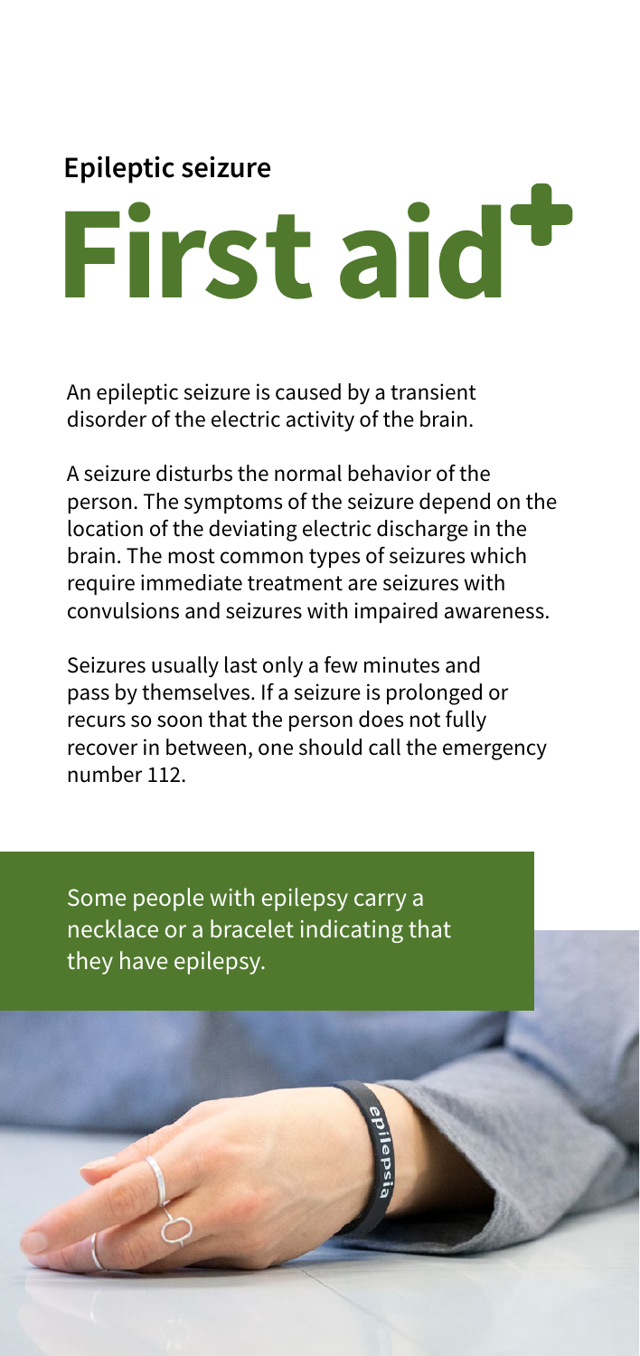## Epileptic seizure

# First aid+

An epileptic seizure is caused by a transient disorder of the electric activity of the brain.

A seizure disturbs the normal behavior of the person. The symptoms of the seizure depend on the location of the deviating electric discharge in the brain. The most common types of seizures which require immediate treatment are seizures with convulsions and seizures with impaired awareness.

Seizures usually last only a few minutes and pass by themselves. If a seizure is prolonged or recurs so soon that the person does not fully recover in between, one should call the emergency number 112.

Some people with epilepsy carry a necklace or a bracelet indicating that they have epilepsy.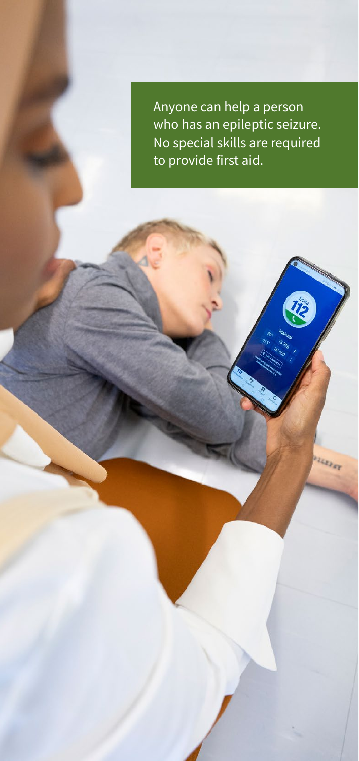Anyone can help a person who has an epileptic seizure. No special skills are required to provide first aid.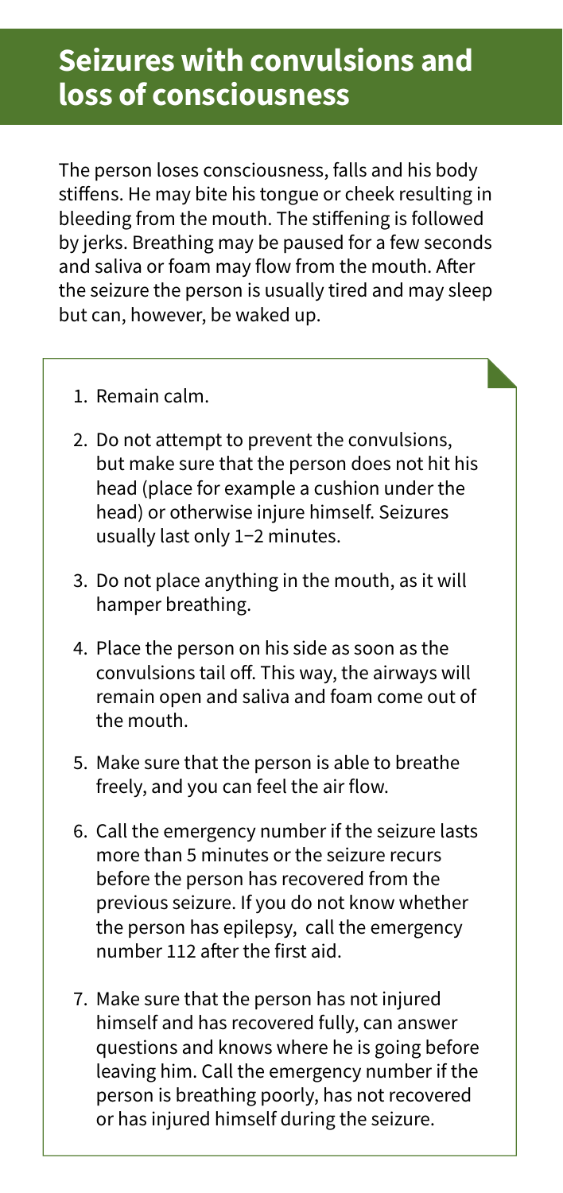# Seizures with convulsions and loss of consciousness

The person loses consciousness, falls and his body stiffens. He may bite his tongue or cheek resulting in bleeding from the mouth. The stiffening is followed by jerks. Breathing may be paused for a few seconds and saliva or foam may flow from the mouth. After the seizure the person is usually tired and may sleep but can, however, be waked up.

1. Remain calm.
2. Do not attempt to prevent the convulsions, but make sure that the person does not hit his head (place for example a cushion under the head) or otherwise injure himself. Seizures usually last only 1–2 minutes.
3. Do not place anything in the mouth, as it will hamper breathing.
4. Place the person on his side as soon as the convulsions tail off. This way, the airways will remain open and saliva and foam come out of the mouth.
5. Make sure that the person is able to breathe freely, and you can feel the air flow.
6. Call the emergency number if the seizure lasts more than 5 minutes or the seizure recurs before the person has recovered from the previous seizure. If you do not know whether the person has epilepsy, call the emergency number 112 after the first aid.
7. Make sure that the person has not injured himself and has recovered fully, can answer questions and knows where he is going before leaving him. Call the emergency number if the person is breathing poorly, has not recovered or has injured himself during the seizure.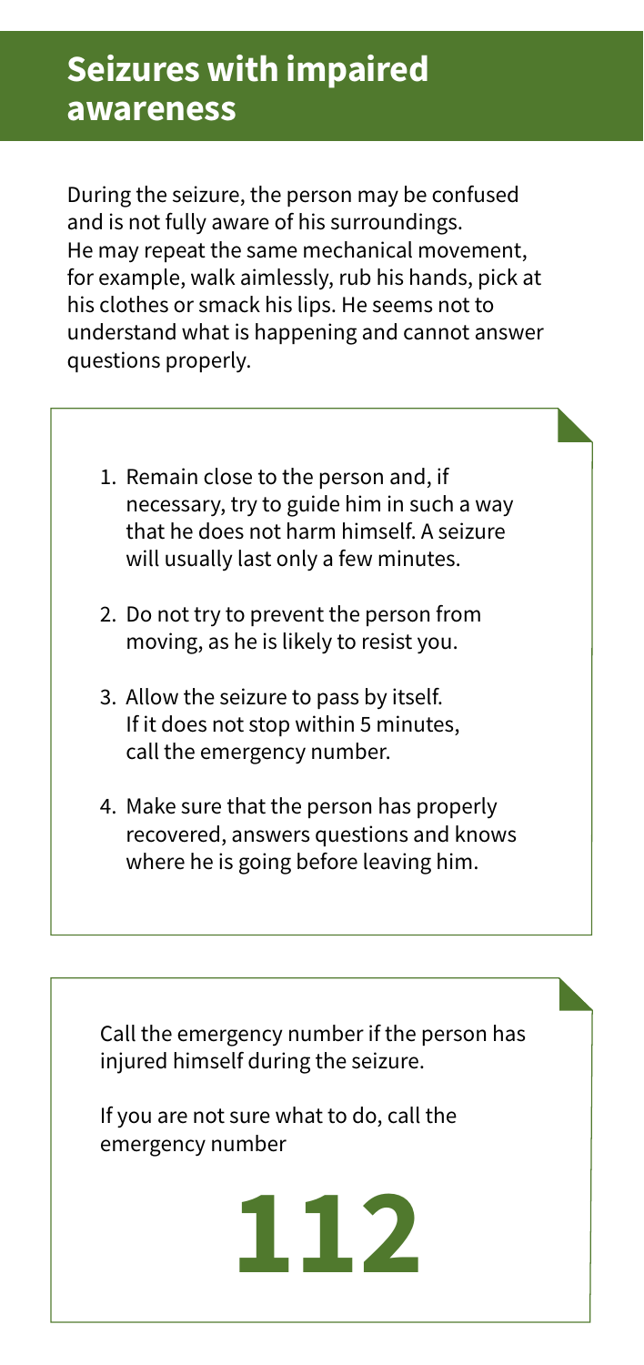## Seizures with impaired awareness

During the seizure, the person may be confused and is not fully aware of his surroundings. He may repeat the same mechanical movement, for example, walk aimlessly, rub his hands, pick at his clothes or smack his lips. He seems not to understand what is happening and cannot answer questions properly.

1. Remain close to the person and, if necessary, try to guide him in such a way that he does not harm himself. A seizure will usually last only a few minutes.
2. Do not try to prevent the person from moving, as he is likely to resist you.
3. Allow the seizure to pass by itself. If it does not stop within 5 minutes, call the emergency number.
4. Make sure that the person has properly recovered, answers questions and knows where he is going before leaving him.

Call the emergency number if the person has injured himself during the seizure.

If you are not sure what to do, call the emergency number

**112**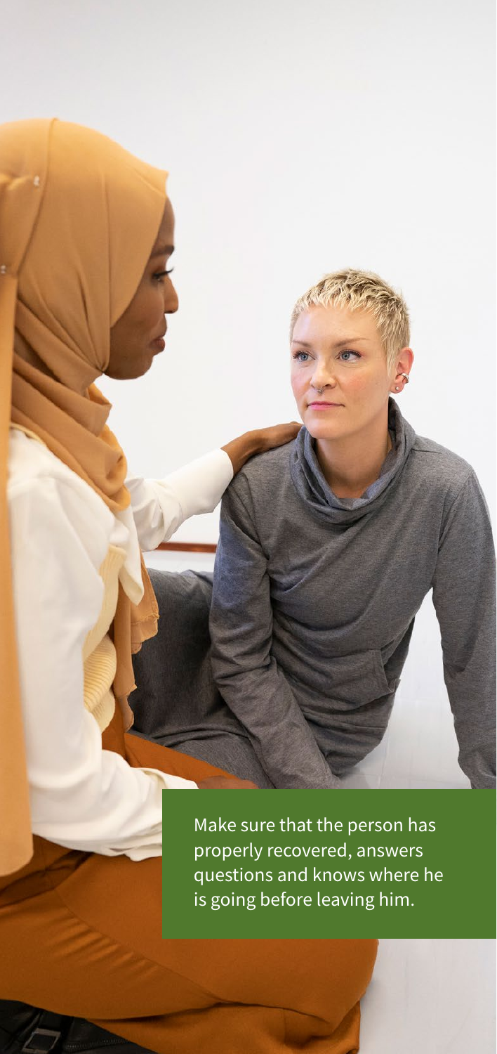Make sure that the person has properly recovered, answers questions and knows where he is going before leaving him.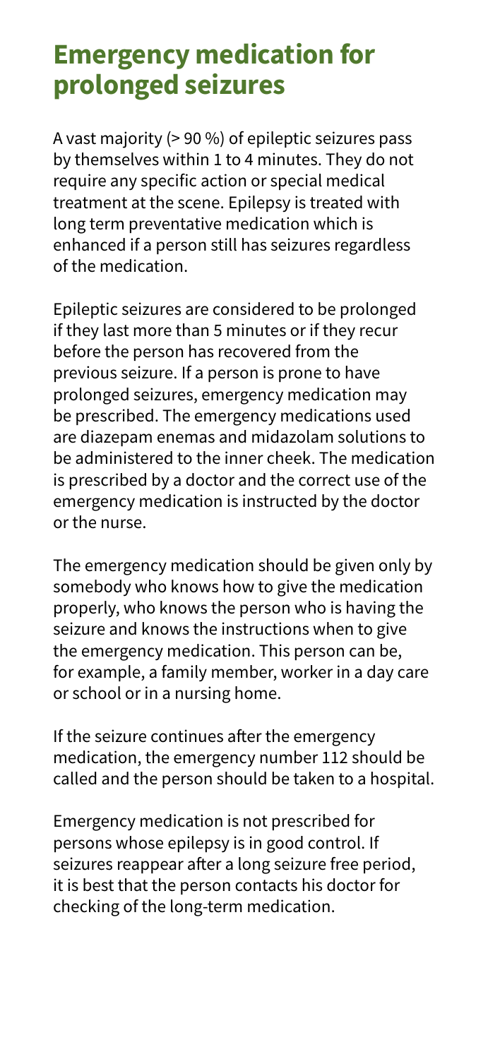# Emergency medication for prolonged seizures

A vast majority (> 90 %) of epileptic seizures pass by themselves within 1 to 4 minutes. They do not require any specific action or special medical treatment at the scene. Epilepsy is treated with long term preventative medication which is enhanced if a person still has seizures regardless of the medication.

Epileptic seizures are considered to be prolonged if they last more than 5 minutes or if they recur before the person has recovered from the previous seizure. If a person is prone to have prolonged seizures, emergency medication may be prescribed. The emergency medications used are diazepam enemas and midazolam solutions to be administered to the inner cheek. The medication is prescribed by a doctor and the correct use of the emergency medication is instructed by the doctor or the nurse.

The emergency medication should be given only by somebody who knows how to give the medication properly, who knows the person who is having the seizure and knows the instructions when to give the emergency medication. This person can be, for example, a family member, worker in a day care or school or in a nursing home.

If the seizure continues after the emergency medication, the emergency number 112 should be called and the person should be taken to a hospital.

Emergency medication is not prescribed for persons whose epilepsy is in good control. If seizures reappear after a long seizure free period, it is best that the person contacts his doctor for checking of the long-term medication.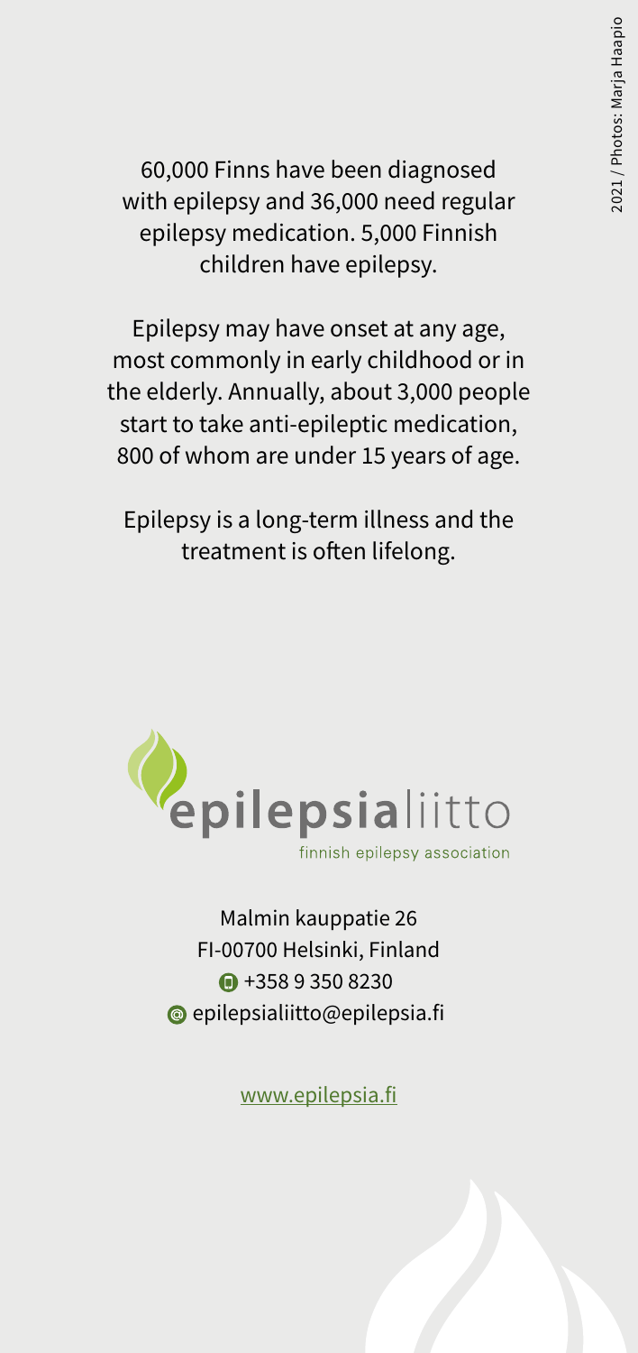60,000 Finns have been diagnosed with epilepsy and 36,000 need regular epilepsy medication. 5,000 Finnish children have epilepsy.

Epilepsy may have onset at any age, most commonly in early childhood or in the elderly. Annually, about 3,000 people start to take anti-epileptic medication, 800 of whom are under 15 years of age.

Epilepsy is a long-term illness and the treatment is often lifelong.

epilepsialiitto

finnish epilepsy association

Malmin kauppatie 26
FI-00700 Helsinki, Finland
+358 9 350 8230
epilepsialiitto@epilepsia.fi

www.epilepsia.fi

2021 / Photos: Marja Haapio